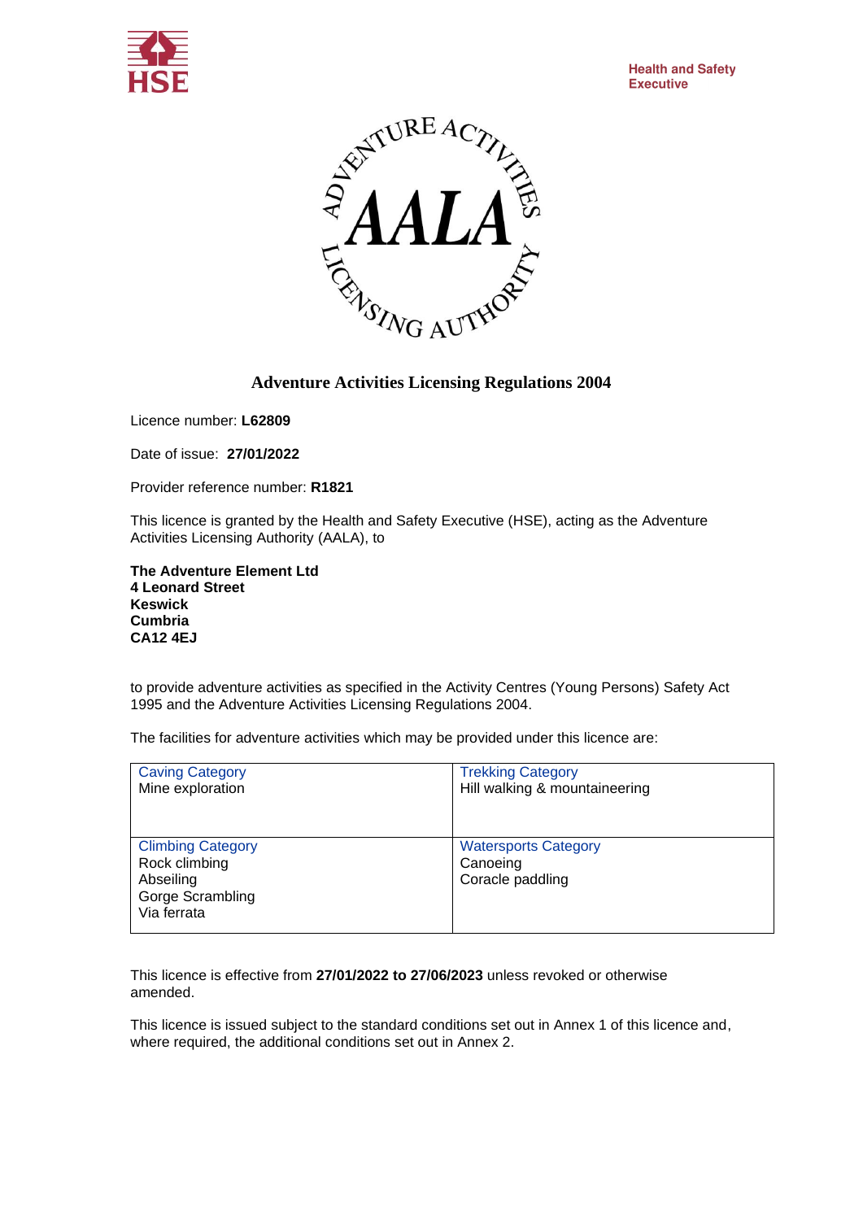Health and Safety Executive

# Adventure Activities Licensing Regulations 2004

Licence number: **L62809**

Date of issue: **27/01/2022**

Provider reference number: **R1821**

This licence is granted by the Health and Safety Executive (HSE), acting as the Adventure Activities Licensing Authority (AALA), to

**The Adventure Element Ltd**
**4 Leonard Street**
**Keswick**
**Cumbria**
**CA12 4EJ**

to provide adventure activities as specified in the Activity Centres (Young Persons) Safety Act 1995 and the Adventure Activities Licensing Regulations 2004.

The facilities for adventure activities which may be provided under this licence are:

| | |
|---|---|
| Caving Category<br>Mine exploration | Trekking Category<br>Hill walking & mountaineering |
| Climbing Category<br>Rock climbing<br>Abseiling<br>Gorge Scrambling<br>Via ferrata | Watersports Category<br>Canoeing<br>Coracle paddling |

This licence is effective from **27/01/2022 to 27/06/2023** unless revoked or otherwise amended.

This licence is issued subject to the standard conditions set out in Annex 1 of this licence and, where required, the additional conditions set out in Annex 2.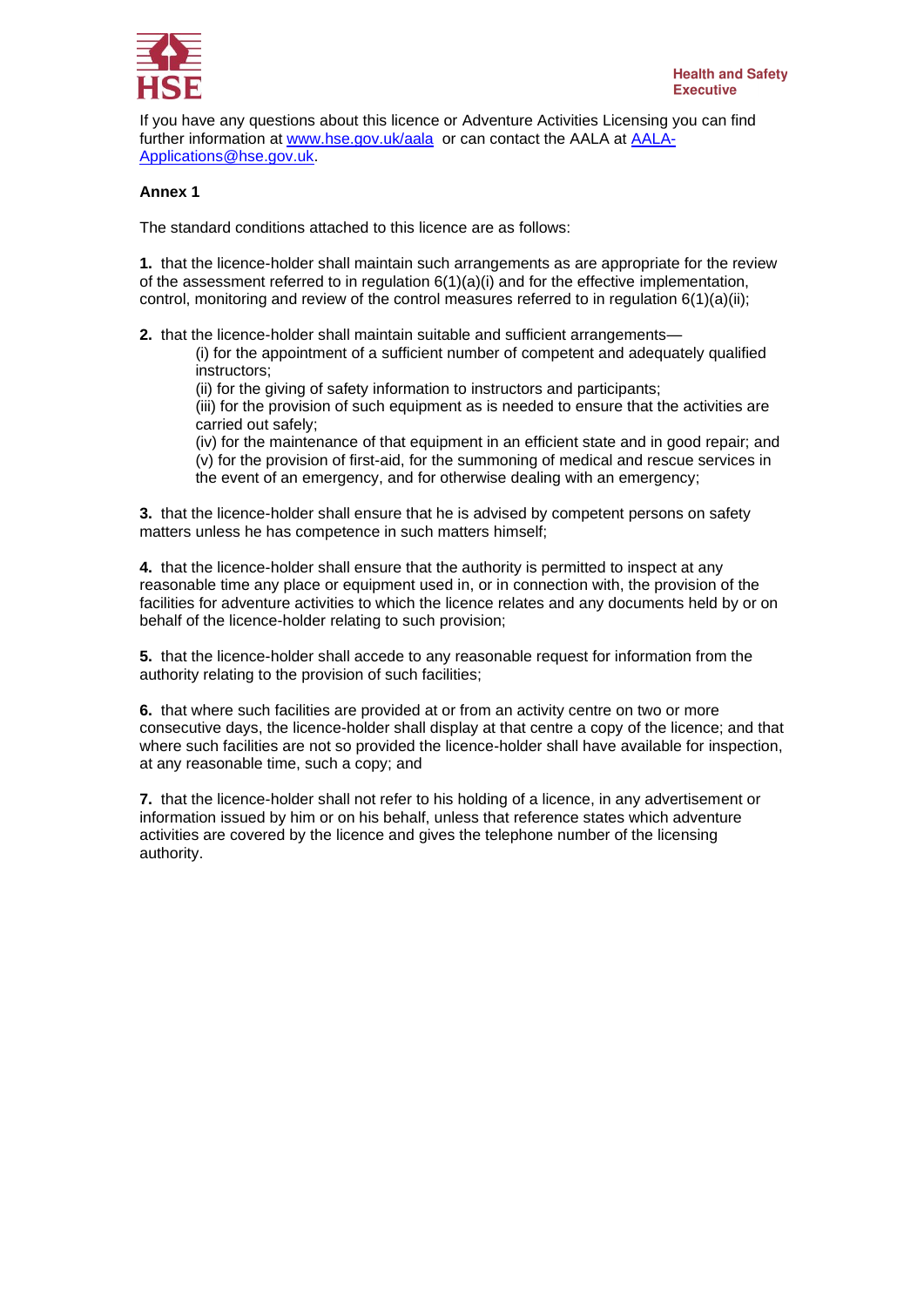If you have any questions about this licence or Adventure Activities Licensing you can find further information at [www.hse.gov.uk/aala](http://www.hse.gov.uk/aala) or can contact the AALA at [AALA-Applications@hse.gov.uk](mailto:AALA-Applications@hse.gov.uk).

**Annex 1**

The standard conditions attached to this licence are as follows:

**1.** that the licence-holder shall maintain such arrangements as are appropriate for the review of the assessment referred to in regulation 6(1)(a)(i) and for the effective implementation, control, monitoring and review of the control measures referred to in regulation 6(1)(a)(ii);

**2.** that the licence-holder shall maintain suitable and sufficient arrangements—

(i) for the appointment of a sufficient number of competent and adequately qualified instructors;
(ii) for the giving of safety information to instructors and participants;
(iii) for the provision of such equipment as is needed to ensure that the activities are carried out safely;
(iv) for the maintenance of that equipment in an efficient state and in good repair; and
(v) for the provision of first-aid, for the summoning of medical and rescue services in the event of an emergency, and for otherwise dealing with an emergency;

**3.** that the licence-holder shall ensure that he is advised by competent persons on safety matters unless he has competence in such matters himself;

**4.** that the licence-holder shall ensure that the authority is permitted to inspect at any reasonable time any place or equipment used in, or in connection with, the provision of the facilities for adventure activities to which the licence relates and any documents held by or on behalf of the licence-holder relating to such provision;

**5.** that the licence-holder shall accede to any reasonable request for information from the authority relating to the provision of such facilities;

**6.** that where such facilities are provided at or from an activity centre on two or more consecutive days, the licence-holder shall display at that centre a copy of the licence; and that where such facilities are not so provided the licence-holder shall have available for inspection, at any reasonable time, such a copy; and

**7.** that the licence-holder shall not refer to his holding of a licence, in any advertisement or information issued by him or on his behalf, unless that reference states which adventure activities are covered by the licence and gives the telephone number of the licensing authority.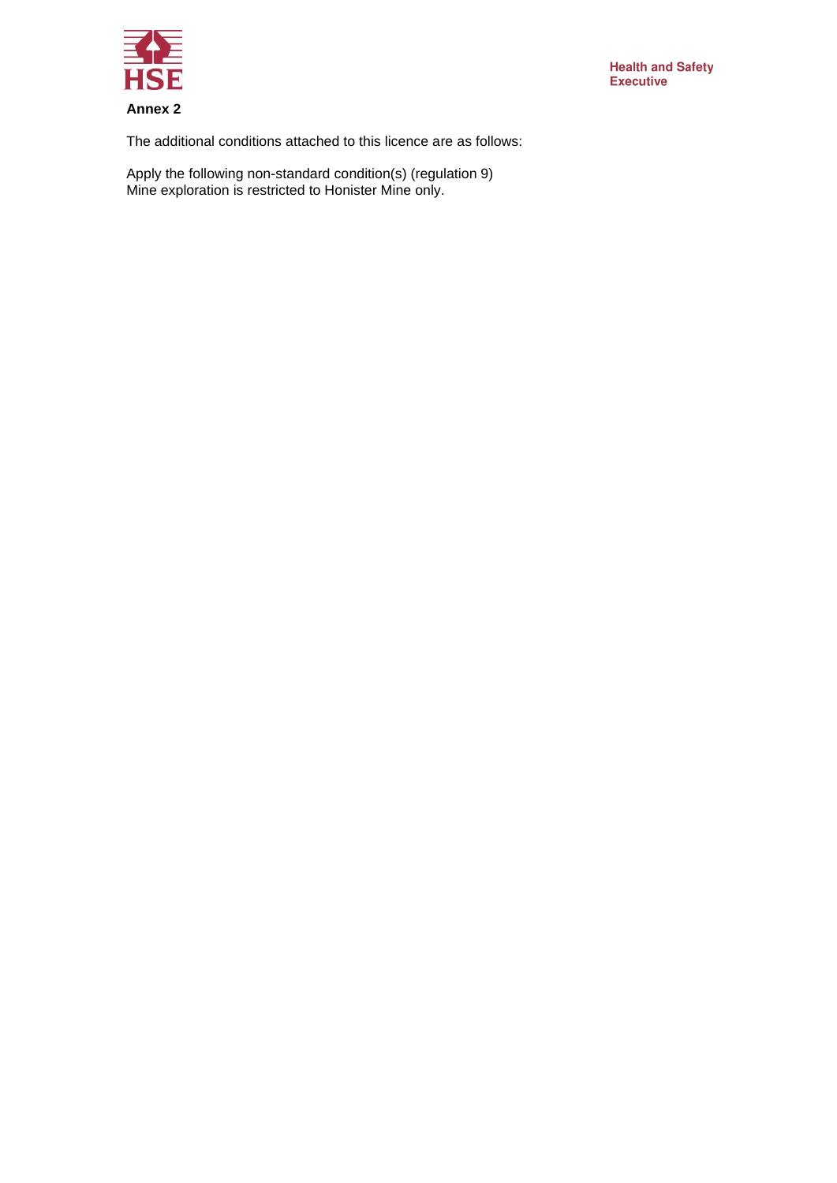**Annex 2**

The additional conditions attached to this licence are as follows:

Apply the following non-standard condition(s) (regulation 9)
Mine exploration is restricted to Honister Mine only.